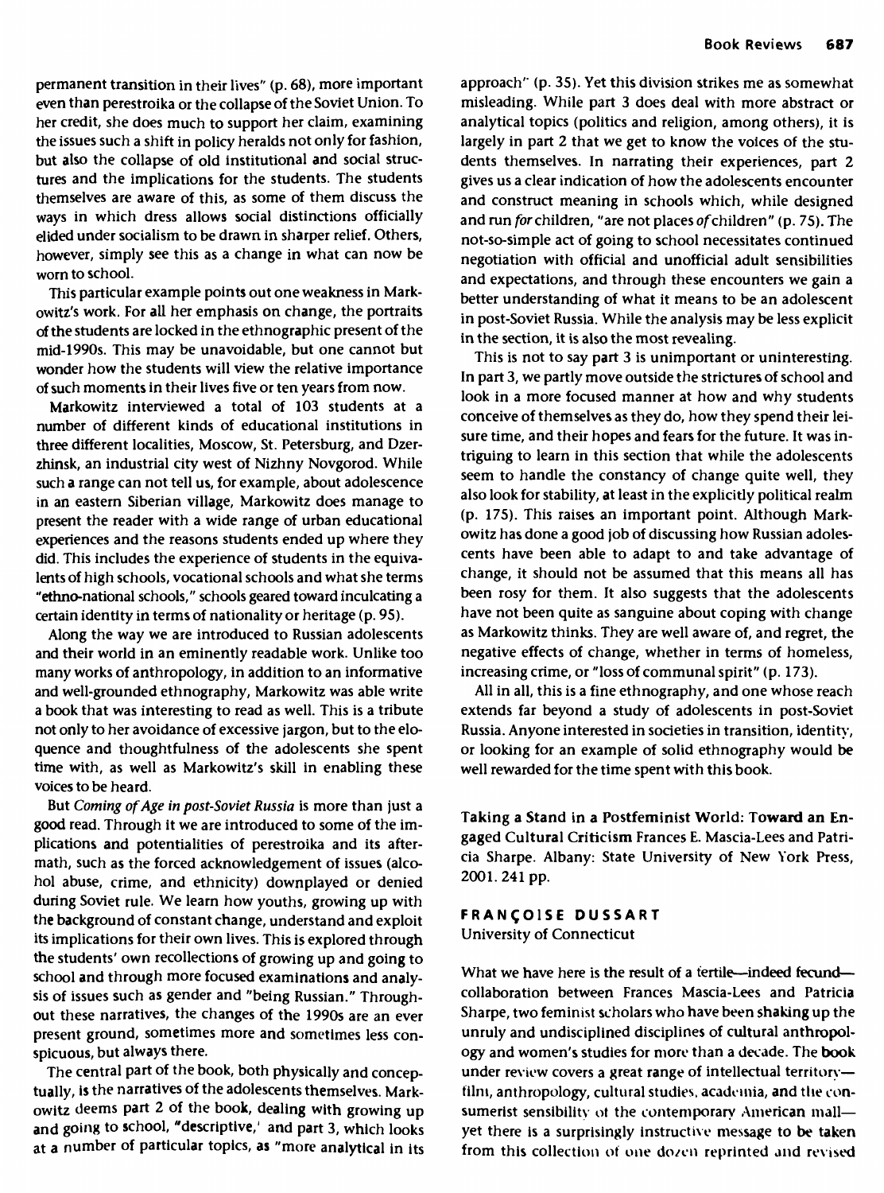permanent transition in their lives" (p. 68), more important even than perestroika or the collapse of the Soviet Union. To her credit, she does much to support her claim, examining the issues such a shift in policy heralds not only for fashion, but also the collapse of old institutional and social structures and the implications for the students. The students themselves are aware of this, as some of them discuss the ways in which dress allows social distinctions officially elided under socialism to be drawn in sharper relief. Others, however, simply see this as a change in what can now be worn to school.

This particular example points out one weakness in Markowitz's work. For all her emphasis on change, the portraits of the students are locked in the ethnographic present of the mid-1990s. This may be unavoidable, but one cannot but wonder how the students will view the relative importance of such moments in their lives five or ten years from now.

Markowitz interviewed a total of 103 students at a number of different kinds of educational institutions in three different localities, Moscow, St. Petersburg, and Dzerzhinsk, an industrial city west of Nizhny Novgorod. While such a range can not tell us, for example, about adolescence in an eastern Siberian village, Markowitz does manage to present the reader with a wide range of urban educational experiences and the reasons students ended up where they did. This includes the experience of students in the equivalents of high schools, vocational schools and what she terms "ethno-national schools," schools geared toward inculcating a certain identity in terms of nationality or heritage (p. 95).

Along the way we are introduced to Russian adolescents and their world in an eminently readable work. Unlike too many works of anthropology, in addition to an informative and well-grounded ethnography, Markowitz was able write a book that was interesting to read as well. This is a tribute not only to her avoidance of excessive jargon, but to the eloquence and thoughtfulness of the adolescents she spent time with, as well as Markowitz's skill in enabling these voices to be heard.

But *Coming of Age in post-Soviet Russia* is more than just a good read. Through it we are introduced to some of the implications and potentialities of perestroika and its aftermath, such as the forced acknowledgement of issues (alcohol abuse, crime, and ethnicity) downplayed or denied during Soviet rule. We learn how youths, growing up with the background of constant change, understand and exploit its implications for their own lives. This is explored through the students' own recollections of growing up and going to school and through more focused examinations and analysis of issues such as gender and "being Russian." Throughout these narratives, the changes of the 1990s are an ever present ground, sometimes more and sometimes less conspicuous, but always there.

The central part of the book, both physically and conceptually, is the narratives of the adolescents themselves. Markowitz deems part 2 of the book, dealing with growing up and going to school, "descriptive,' and part 3, which looks at a number of particular topics, as "more analytical in its approach" (p. 35). Yet this division strikes me as somewhat misleading. While part 3 does deal with more abstract or analytical topics (politics and religion, among others), it is largely in part 2 that we get to know the voices of the students themselves. In narrating their experiences, part 2 gives us a clear indication of how the adolescents encounter and construct meaning in schools which, while designed and run *for* children, "are not places *of* children" (p. 75). The not-so-simple act of going to school necessitates continued negotiation with official and unofficial adult sensibilities and expectations, and through these encounters we gain a better understanding of what it means to be an adolescent in post-Soviet Russia. While the analysis may be less explicit in the section, it is also the most revealing.

This is not to say part 3 is unimportant or uninteresting. In part 3, we partly move outside the strictures of school and look in a more focused manner at how and why students conceive of themselves as they do, how they spend their leisure time, and their hopes and fears for the future. It was intriguing to learn in this section that while the adolescents seem to handle the constancy of change quite well, they also look for stability, at least in the explicitly political realm (p. 175). This raises an important point. Although Markowitz has done a good job of discussing how Russian adolescents have been able to adapt to and take advantage of change, it should not be assumed that this means all has been rosy for them. It also suggests that the adolescents have not been quite as sanguine about coping with change as Markowitz thinks. They are well aware of, and regret, the negative effects of change, whether in terms of homeless, increasing crime, or "loss of communal spirit" (p. 173).

All in all, this is a fine ethnography, and one whose reach extends far beyond a study of adolescents in post-Soviet Russia. Anyone interested in societies in transition, identity, or looking for an example of solid ethnography would be well rewarded for the time spent with this book.

**Taking a Stand in a Postfeminist World: Toward an Engaged Cultural Criticism** Frances E. Mascia-Lees and Patricia Sharpe. Albany: State University of New York Press, 2001. 241 pp.

**FRANÇOISE DUSSART**
University of Connecticut

What we have here is the result of a fertile—indeed fecund—collaboration between Frances Mascia-Lees and Patricia Sharpe, two feminist scholars who have been shaking up the unruly and undisciplined disciplines of cultural anthropology and women's studies for more than a decade. The book under review covers a great range of intellectual territory—film, anthropology, cultural studies, academia, and the consumerist sensibility of the contemporary American mall—yet there is a surprisingly instructive message to be taken from this collection of one dozen reprinted and revised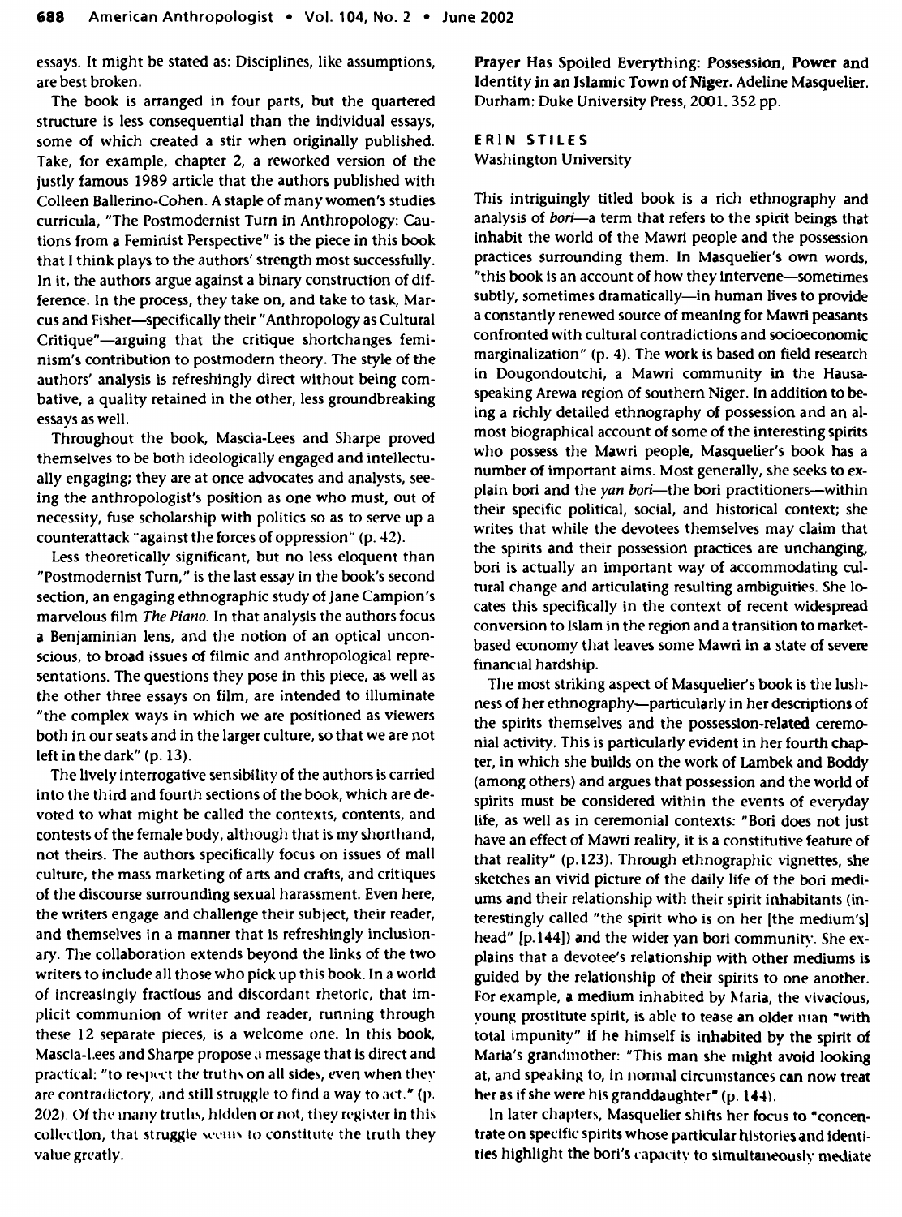essays. It might be stated as: Disciplines, like assumptions, are best broken.

The book is arranged in four parts, but the quartered structure is less consequential than the individual essays, some of which created a stir when originally published. Take, for example, chapter 2, a reworked version of the justly famous 1989 article that the authors published with Colleen Ballerino-Cohen. A staple of many women's studies curricula, "The Postmodernist Turn in Anthropology: Cautions from a Feminist Perspective" is the piece in this book that I think plays to the authors' strength most successfully. In it, the authors argue against a binary construction of difference. In the process, they take on, and take to task, Marcus and Fisher—specifically their "Anthropology as Cultural Critique"—arguing that the critique shortchanges feminism's contribution to postmodern theory. The style of the authors' analysis is refreshingly direct without being combative, a quality retained in the other, less groundbreaking essays as well.

Throughout the book, Mascia-Lees and Sharpe proved themselves to be both ideologically engaged and intellectually engaging; they are at once advocates and analysts, seeing the anthropologist's position as one who must, out of necessity, fuse scholarship with politics so as to serve up a counterattack "against the forces of oppression" (p. 42).

Less theoretically significant, but no less eloquent than "Postmodernist Turn," is the last essay in the book's second section, an engaging ethnographic study of Jane Campion's marvelous film *The Piano*. In that analysis the authors focus a Benjaminian lens, and the notion of an optical unconscious, to broad issues of filmic and anthropological representations. The questions they pose in this piece, as well as the other three essays on film, are intended to illuminate "the complex ways in which we are positioned as viewers both in our seats and in the larger culture, so that we are not left in the dark" (p. 13).

The lively interrogative sensibility of the authors is carried into the third and fourth sections of the book, which are devoted to what might be called the contexts, contents, and contests of the female body, although that is my shorthand, not theirs. The authors specifically focus on issues of mall culture, the mass marketing of arts and crafts, and critiques of the discourse surrounding sexual harassment. Even here, the writers engage and challenge their subject, their reader, and themselves in a manner that is refreshingly inclusionary. The collaboration extends beyond the links of the two writers to include all those who pick up this book. In a world of increasingly fractious and discordant rhetoric, that implicit communion of writer and reader, running through these 12 separate pieces, is a welcome one. In this book, Mascia-Lees and Sharpe propose a message that is direct and practical: "to respect the truths on all sides, even when they are contradictory, and still struggle to find a way to act." (p. 202). Of the many truths, hidden or not, they register in this collection, that struggle seems to constitute the truth they value greatly.

**Prayer Has Spoiled Everything: Possession, Power and Identity in an Islamic Town of Niger.** Adeline Masquelier. Durham: Duke University Press, 2001. 352 pp.

**ERIN STILES**
Washington University

This intriguingly titled book is a rich ethnography and analysis of *bori*—a term that refers to the spirit beings that inhabit the world of the Mawri people and the possession practices surrounding them. In Masquelier's own words, "this book is an account of how they intervene—sometimes subtly, sometimes dramatically—in human lives to provide a constantly renewed source of meaning for Mawri peasants confronted with cultural contradictions and socioeconomic marginalization" (p. 4). The work is based on field research in Dougondoutchi, a Mawri community in the Hausa-speaking Arewa region of southern Niger. In addition to being a richly detailed ethnography of possession and an almost biographical account of some of the interesting spirits who possess the Mawri people, Masquelier's book has a number of important aims. Most generally, she seeks to explain bori and the *yan bori*—the bori practitioners—within their specific political, social, and historical context; she writes that while the devotees themselves may claim that the spirits and their possession practices are unchanging, bori is actually an important way of accommodating cultural change and articulating resulting ambiguities. She locates this specifically in the context of recent widespread conversion to Islam in the region and a transition to market-based economy that leaves some Mawri in a state of severe financial hardship.

The most striking aspect of Masquelier's book is the lushness of her ethnography—particularly in her descriptions of the spirits themselves and the possession-related ceremonial activity. This is particularly evident in her fourth chapter, in which she builds on the work of Lambek and Boddy (among others) and argues that possession and the world of spirits must be considered within the events of everyday life, as well as in ceremonial contexts: "Bori does not just have an effect of Mawri reality, it is a constitutive feature of that reality" (p.123). Through ethnographic vignettes, she sketches an vivid picture of the daily life of the bori mediums and their relationship with their spirit inhabitants (interestingly called "the spirit who is on her [the medium's] head" [p.144]) and the wider yan bori community. She explains that a devotee's relationship with other mediums is guided by the relationship of their spirits to one another. For example, a medium inhabited by Maria, the vivacious, young prostitute spirit, is able to tease an older man "with total impunity" if he himself is inhabited by the spirit of Maria's grandmother: "This man she might avoid looking at, and speaking to, in normal circumstances can now treat her as if she were his granddaughter" (p. 144).

In later chapters, Masquelier shifts her focus to "concentrate on specific spirits whose particular histories and identities highlight the bori's capacity to simultaneously mediate